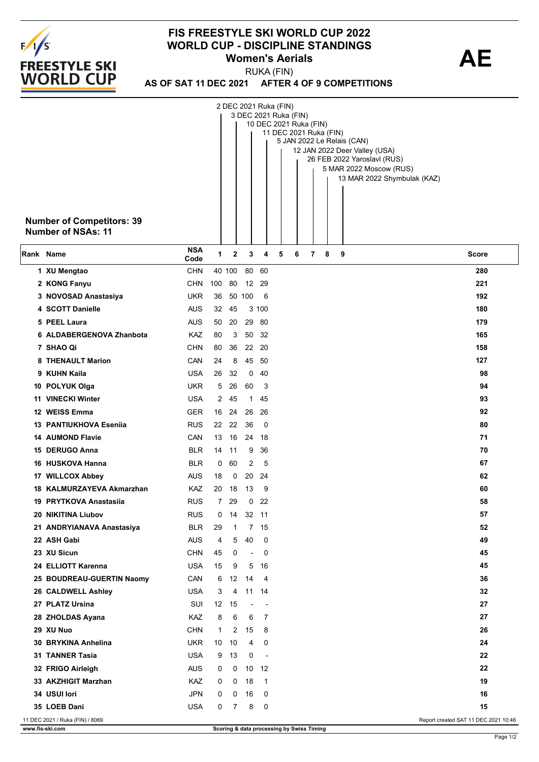# FIS FREESTYLE SKI WORLD CUP 2022
## WORLD CUP - DISCIPLINE STANDINGS
### Women's Aerials

**AE**

RUKA (FIN)

**AS OF SAT 11 DEC 2021 AFTER 4 OF 9 COMPETITIONS**

1. 2 DEC 2021 Ruka (FIN)
2. 3 DEC 2021 Ruka (FIN)
3. 10 DEC 2021 Ruka (FIN)
4. 11 DEC 2021 Ruka (FIN)
5. 5 JAN 2022 Le Relais (CAN)
6. 12 JAN 2022 Deer Valley (USA)
7. 26 FEB 2022 Yaroslavl (RUS)
8. 5 MAR 2022 Moscow (RUS)
9. 13 MAR 2022 Shymbulak (KAZ)

**Number of Competitors: 39**
**Number of NSAs: 11**

| Rank | Name | NSA Code | 1 | 2 | 3 | 4 | 5 | 6 | 7 | 8 | 9 | Score |
|---|---|---|---|---|---|---|---|---|---|---|---|---|
| 1 | XU Mengtao | CHN | 40 | 100 | 80 | 60 | | | | | | 280 |
| 2 | KONG Fanyu | CHN | 100 | 80 | 12 | 29 | | | | | | 221 |
| 3 | NOVOSAD Anastasiya | UKR | 36 | 50 | 100 | 6 | | | | | | 192 |
| 4 | SCOTT Danielle | AUS | 32 | 45 | 3 | 100 | | | | | | 180 |
| 5 | PEEL Laura | AUS | 50 | 20 | 29 | 80 | | | | | | 179 |
| 6 | ALDABERGENOVA Zhanbota | KAZ | 80 | 3 | 50 | 32 | | | | | | 165 |
| 7 | SHAO Qi | CHN | 80 | 36 | 22 | 20 | | | | | | 158 |
| 8 | THENAULT Marion | CAN | 24 | 8 | 45 | 50 | | | | | | 127 |
| 9 | KUHN Kaila | USA | 26 | 32 | 0 | 40 | | | | | | 98 |
| 10 | POLYUK Olga | UKR | 5 | 26 | 60 | 3 | | | | | | 94 |
| 11 | VINECKI Winter | USA | 2 | 45 | 1 | 45 | | | | | | 93 |
| 12 | WEISS Emma | GER | 16 | 24 | 26 | 26 | | | | | | 92 |
| 13 | PANTIUKHOVA Esenia | RUS | 22 | 22 | 36 | 0 | | | | | | 80 |
| 14 | AUMOND Flavie | CAN | 13 | 16 | 24 | 18 | | | | | | 71 |
| 15 | DERUGO Anna | BLR | 14 | 11 | 9 | 36 | | | | | | 70 |
| 16 | HUSKOVA Hanna | BLR | 0 | 60 | 2 | 5 | | | | | | 67 |
| 17 | WILLCOX Abbey | AUS | 18 | 0 | 20 | 24 | | | | | | 62 |
| 18 | KALMURZAYEVA Akmarzhan | KAZ | 20 | 18 | 13 | 9 | | | | | | 60 |
| 19 | PRYTKOVA Anastasiia | RUS | 7 | 29 | 0 | 22 | | | | | | 58 |
| 20 | NIKITINA Liubov | RUS | 0 | 14 | 32 | 11 | | | | | | 57 |
| 21 | ANDRYIANAVA Anastasiya | BLR | 29 | 1 | 7 | 15 | | | | | | 52 |
| 22 | ASH Gabi | AUS | 4 | 5 | 40 | 0 | | | | | | 49 |
| 23 | XU Sicun | CHN | 45 | 0 | - | 0 | | | | | | 45 |
| 24 | ELLIOTT Karenna | USA | 15 | 9 | 5 | 16 | | | | | | 45 |
| 25 | BOUDREAU-GUERTIN Naomy | CAN | 6 | 12 | 14 | 4 | | | | | | 36 |
| 26 | CALDWELL Ashley | USA | 3 | 4 | 11 | 14 | | | | | | 32 |
| 27 | PLATZ Ursina | SUI | 12 | 15 | - | - | | | | | | 27 |
| 28 | ZHOLDAS Ayana | KAZ | 8 | 6 | 6 | 7 | | | | | | 27 |
| 29 | XU Nuo | CHN | 1 | 2 | 15 | 8 | | | | | | 26 |
| 30 | BRYKINA Anhelina | UKR | 10 | 10 | 4 | 0 | | | | | | 24 |
| 31 | TANNER Tasia | USA | 9 | 13 | 0 | - | | | | | | 22 |
| 32 | FRIGO Airleigh | AUS | 0 | 0 | 10 | 12 | | | | | | 22 |
| 33 | AKZHIGIT Marzhan | KAZ | 0 | 0 | 18 | 1 | | | | | | 19 |
| 34 | USUI Iori | JPN | 0 | 0 | 16 | 0 | | | | | | 16 |
| 35 | LOEB Dani | USA | 0 | 7 | 8 | 0 | | | | | | 15 |

11 DEC 2021 / Ruka (FIN) / 8069

Report created SAT 11 DEC 2021 10:46

www.fis-ski.com

Scoring & data processing by Swiss Timing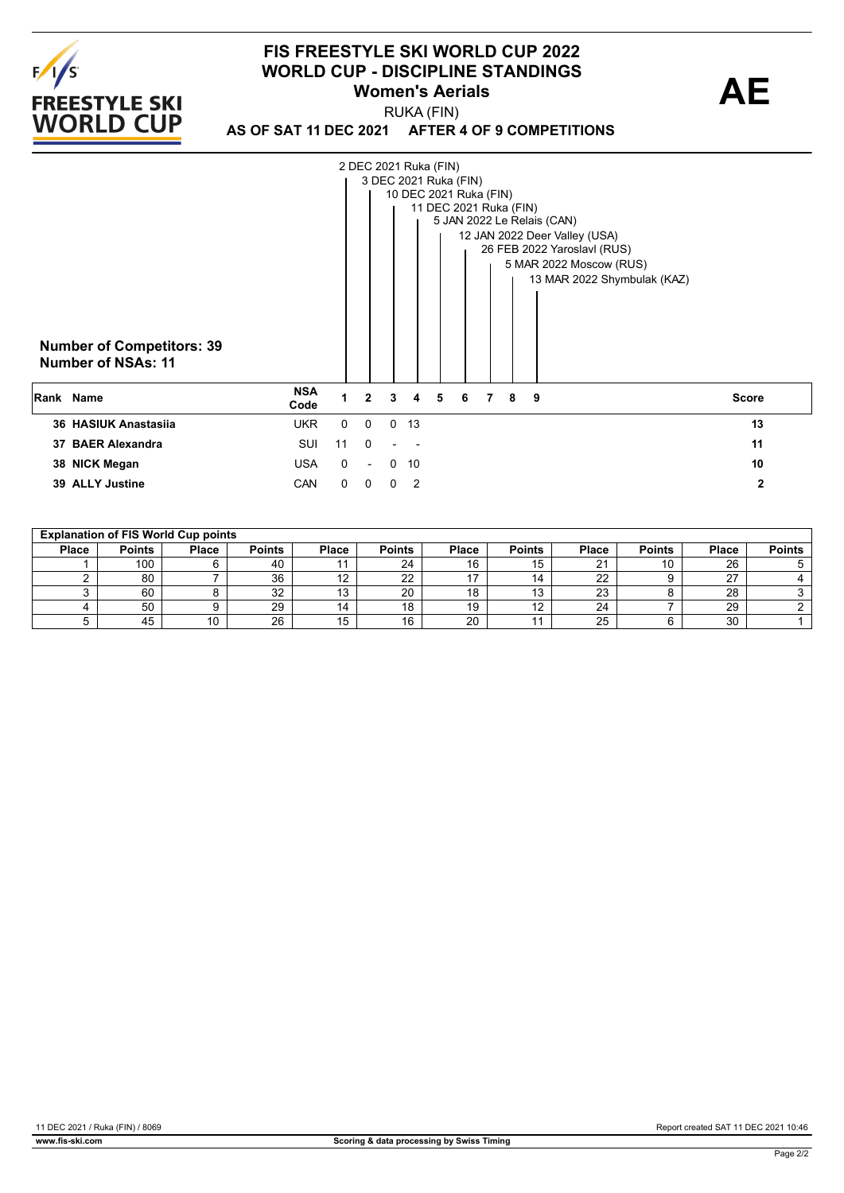# FIS FREESTYLE SKI WORLD CUP 2022
## WORLD CUP - DISCIPLINE STANDINGS
### Women's Aerials

AE

RUKA (FIN)

**AS OF SAT 11 DEC 2021 AFTER 4 OF 9 COMPETITIONS**

1. 2 DEC 2021 Ruka (FIN)
2. 3 DEC 2021 Ruka (FIN)
3. 10 DEC 2021 Ruka (FIN)
4. 11 DEC 2021 Ruka (FIN)
5. 5 JAN 2022 Le Relais (CAN)
6. 12 JAN 2022 Deer Valley (USA)
7. 26 FEB 2022 Yaroslavl (RUS)
8. 5 MAR 2022 Moscow (RUS)
9. 13 MAR 2022 Shymbulak (KAZ)

**Number of Competitors: 39**
**Number of NSAs: 11**

| Rank | Name | NSA Code | 1 | 2 | 3 | 4 | 5 | 6 | 7 | 8 | 9 | Score |
|---|---|---|---|---|---|---|---|---|---|---|---|---|
| 36 | HASIUK Anastasiia | UKR | 0 | 0 | 0 | 13 | | | | | | 13 |
| 37 | BAER Alexandra | SUI | 11 | 0 | - | - | | | | | | 11 |
| 38 | NICK Megan | USA | 0 | - | 0 | 10 | | | | | | 10 |
| 39 | ALLY Justine | CAN | 0 | 0 | 0 | 2 | | | | | | 2 |

**Explanation of FIS World Cup points**

| Place | Points | Place | Points | Place | Points | Place | Points | Place | Points | Place | Points |
|---|---|---|---|---|---|---|---|---|---|---|---|
| 1 | 100 | 6 | 40 | 11 | 24 | 16 | 15 | 21 | 10 | 26 | 5 |
| 2 | 80 | 7 | 36 | 12 | 22 | 17 | 14 | 22 | 9 | 27 | 4 |
| 3 | 60 | 8 | 32 | 13 | 20 | 18 | 13 | 23 | 8 | 28 | 3 |
| 4 | 50 | 9 | 29 | 14 | 18 | 19 | 12 | 24 | 7 | 29 | 2 |
| 5 | 45 | 10 | 26 | 15 | 16 | 20 | 11 | 25 | 6 | 30 | 1 |

11 DEC 2021 / Ruka (FIN) / 8069

Report created SAT 11 DEC 2021 10:46

www.fis-ski.com

Scoring & data processing by Swiss Timing